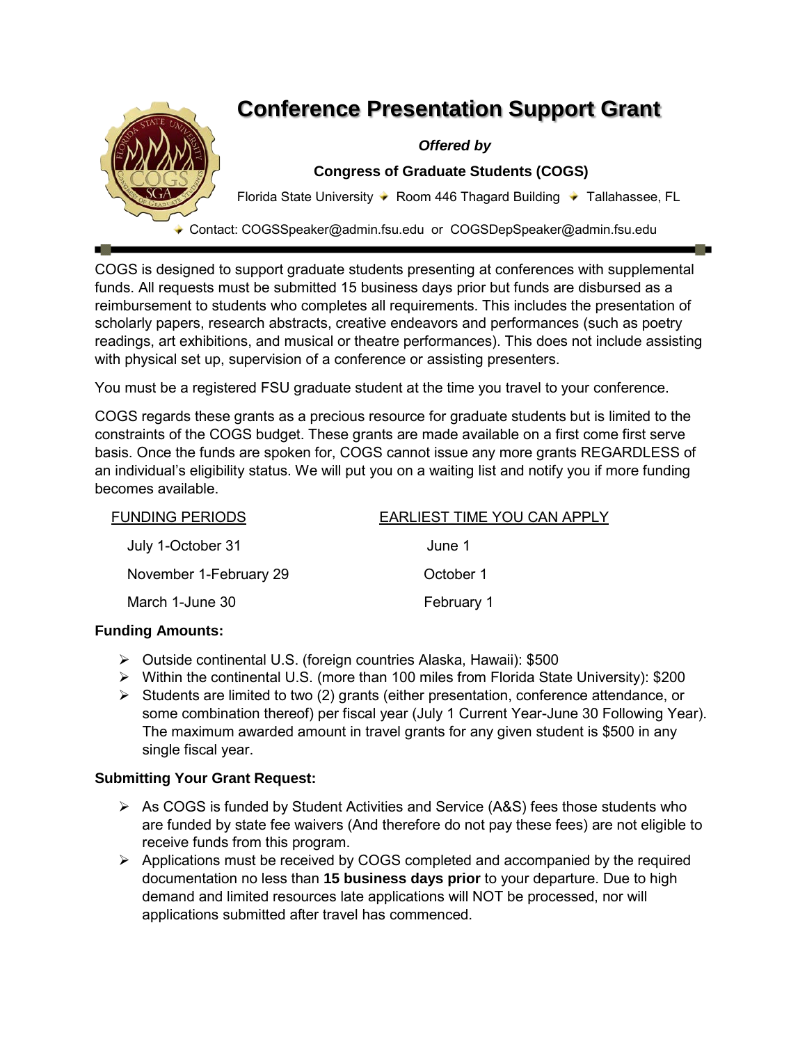# Conference Presentation Support Grant

***Offered by***

**Congress of Graduate Students (COGS)**

Florida State University ✦ Room 446 Thagard Building ✦ Tallahassee, FL

✦ Contact: COGSSpeaker@admin.fsu.edu or COGSDepSpeaker@admin.fsu.edu

---

COGS is designed to support graduate students presenting at conferences with supplemental funds. All requests must be submitted 15 business days prior but funds are disbursed as a reimbursement to students who completes all requirements. This includes the presentation of scholarly papers, research abstracts, creative endeavors and performances (such as poetry readings, art exhibitions, and musical or theatre performances). This does not include assisting with physical set up, supervision of a conference or assisting presenters.

You must be a registered FSU graduate student at the time you travel to your conference.

COGS regards these grants as a precious resource for graduate students but is limited to the constraints of the COGS budget. These grants are made available on a first come first serve basis. Once the funds are spoken for, COGS cannot issue any more grants REGARDLESS of an individual's eligibility status. We will put you on a waiting list and notify you if more funding becomes available.

| FUNDING PERIODS | EARLIEST TIME YOU CAN APPLY |
| --- | --- |
| July 1-October 31 | June 1 |
| November 1-February 29 | October 1 |
| March 1-June 30 | February 1 |

**Funding Amounts:**

- Outside continental U.S. (foreign countries Alaska, Hawaii): $500
- Within the continental U.S. (more than 100 miles from Florida State University): $200
- Students are limited to two (2) grants (either presentation, conference attendance, or some combination thereof) per fiscal year (July 1 Current Year-June 30 Following Year). The maximum awarded amount in travel grants for any given student is $500 in any single fiscal year.

**Submitting Your Grant Request:**

- As COGS is funded by Student Activities and Service (A&S) fees those students who are funded by state fee waivers (And therefore do not pay these fees) are not eligible to receive funds from this program.
- Applications must be received by COGS completed and accompanied by the required documentation no less than **15 business days prior** to your departure. Due to high demand and limited resources late applications will NOT be processed, nor will applications submitted after travel has commenced.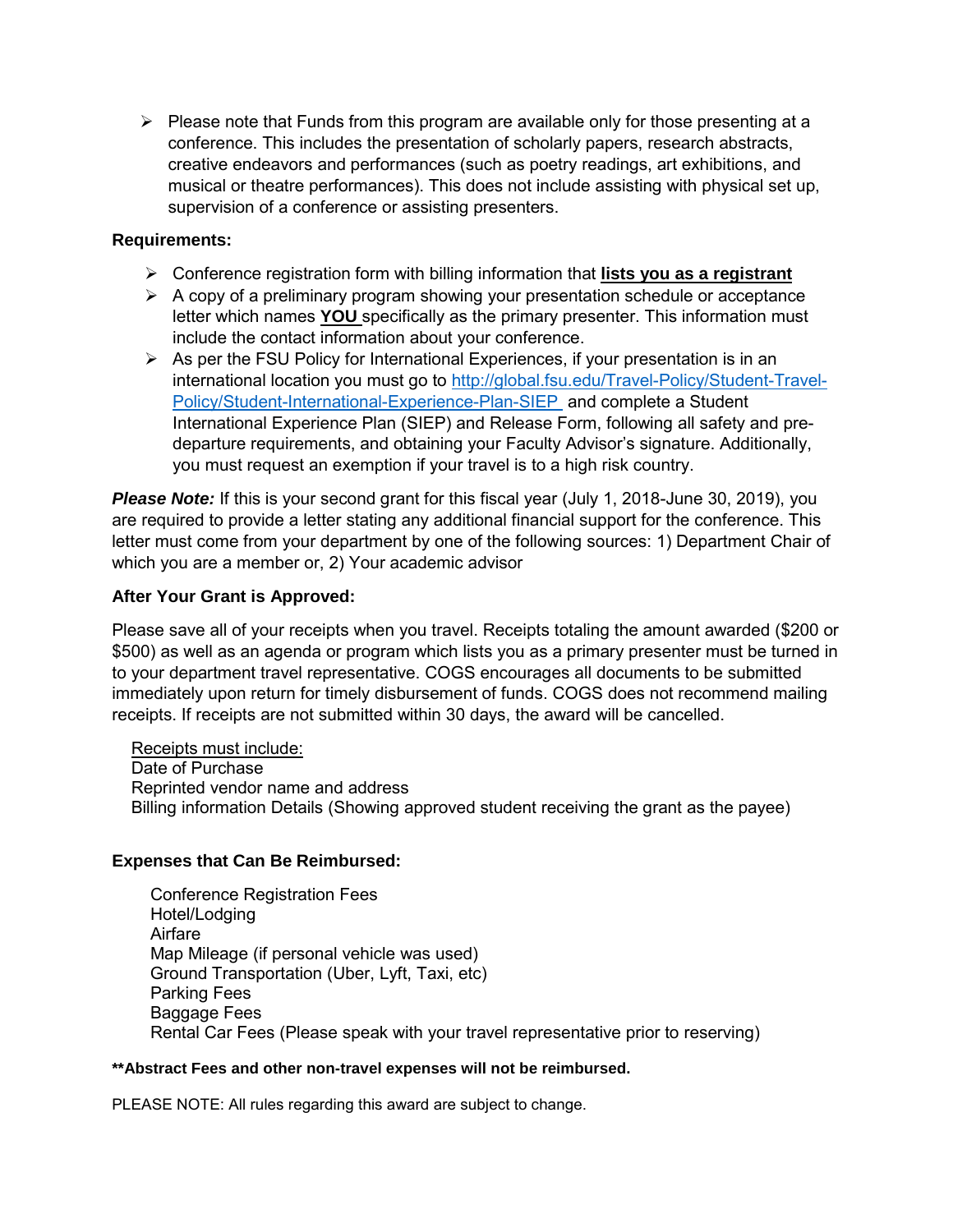- Please note that Funds from this program are available only for those presenting at a conference. This includes the presentation of scholarly papers, research abstracts, creative endeavors and performances (such as poetry readings, art exhibitions, and musical or theatre performances). This does not include assisting with physical set up, supervision of a conference or assisting presenters.

**Requirements:**

- Conference registration form with billing information that **lists you as a registrant**
- A copy of a preliminary program showing your presentation schedule or acceptance letter which names **YOU** specifically as the primary presenter. This information must include the contact information about your conference.
- As per the FSU Policy for International Experiences, if your presentation is in an international location you must go to http://global.fsu.edu/Travel-Policy/Student-Travel-Policy/Student-International-Experience-Plan-SIEP and complete a Student International Experience Plan (SIEP) and Release Form, following all safety and pre-departure requirements, and obtaining your Faculty Advisor's signature. Additionally, you must request an exemption if your travel is to a high risk country.

***Please Note:*** If this is your second grant for this fiscal year (July 1, 2018-June 30, 2019), you are required to provide a letter stating any additional financial support for the conference. This letter must come from your department by one of the following sources: 1) Department Chair of which you are a member or, 2) Your academic advisor

**After Your Grant is Approved:**

Please save all of your receipts when you travel. Receipts totaling the amount awarded ($200 or $500) as well as an agenda or program which lists you as a primary presenter must be turned in to your department travel representative. COGS encourages all documents to be submitted immediately upon return for timely disbursement of funds. COGS does not recommend mailing receipts. If receipts are not submitted within 30 days, the award will be cancelled.

Receipts must include:
Date of Purchase
Reprinted vendor name and address
Billing information Details (Showing approved student receiving the grant as the payee)

**Expenses that Can Be Reimbursed:**

Conference Registration Fees
Hotel/Lodging
Airfare
Map Mileage (if personal vehicle was used)
Ground Transportation (Uber, Lyft, Taxi, etc)
Parking Fees
Baggage Fees
Rental Car Fees (Please speak with your travel representative prior to reserving)

****Abstract Fees and other non-travel expenses will not be reimbursed.**

PLEASE NOTE: All rules regarding this award are subject to change.